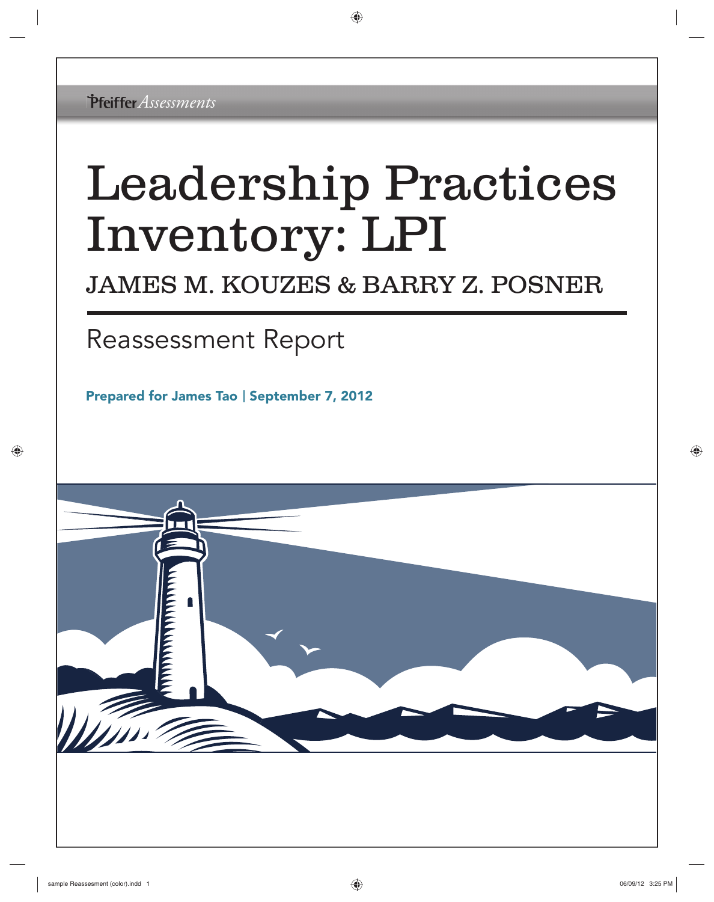Pfeiffer *Assessments*

# Leadership Practices Inventory: LPI

## JAMES M. KOUZES & BARRY Z. POSNER

---

## Reassessment Report

**Prepared for James Tao | September 7, 2012**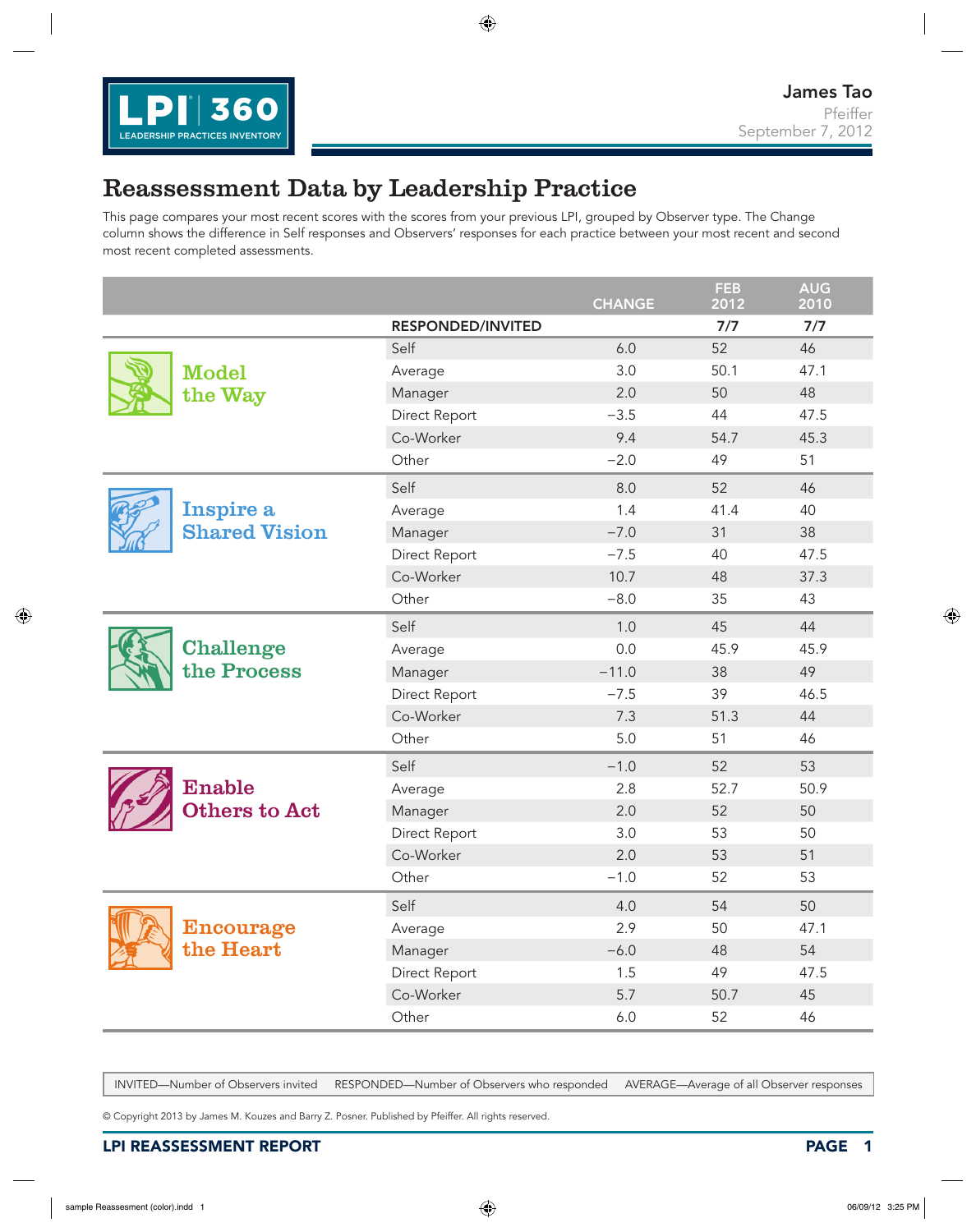James Tao
Pfeiffer
September 7, 2012

# Reassessment Data by Leadership Practice

This page compares your most recent scores with the scores from your previous LPI, grouped by Observer type. The Change column shows the difference in Self responses and Observers' responses for each practice between your most recent and second most recent completed assessments.

| | | CHANGE | FEB 2012 | AUG 2010 |
|---|---|---|---|---|
| | RESPONDED/INVITED | | 7/7 | 7/7 |
| Model the Way | Self | 6.0 | 52 | 46 |
| | Average | 3.0 | 50.1 | 47.1 |
| | Manager | 2.0 | 50 | 48 |
| | Direct Report | −3.5 | 44 | 47.5 |
| | Co-Worker | 9.4 | 54.7 | 45.3 |
| | Other | −2.0 | 49 | 51 |
| Inspire a Shared Vision | Self | 8.0 | 52 | 46 |
| | Average | 1.4 | 41.4 | 40 |
| | Manager | −7.0 | 31 | 38 |
| | Direct Report | −7.5 | 40 | 47.5 |
| | Co-Worker | 10.7 | 48 | 37.3 |
| | Other | −8.0 | 35 | 43 |
| Challenge the Process | Self | 1.0 | 45 | 44 |
| | Average | 0.0 | 45.9 | 45.9 |
| | Manager | −11.0 | 38 | 49 |
| | Direct Report | −7.5 | 39 | 46.5 |
| | Co-Worker | 7.3 | 51.3 | 44 |
| | Other | 5.0 | 51 | 46 |
| Enable Others to Act | Self | −1.0 | 52 | 53 |
| | Average | 2.8 | 52.7 | 50.9 |
| | Manager | 2.0 | 52 | 50 |
| | Direct Report | 3.0 | 53 | 50 |
| | Co-Worker | 2.0 | 53 | 51 |
| | Other | −1.0 | 52 | 53 |
| Encourage the Heart | Self | 4.0 | 54 | 50 |
| | Average | 2.9 | 50 | 47.1 |
| | Manager | −6.0 | 48 | 54 |
| | Direct Report | 1.5 | 49 | 47.5 |
| | Co-Worker | 5.7 | 50.7 | 45 |
| | Other | 6.0 | 52 | 46 |

INVITED—Number of Observers invited RESPONDED—Number of Observers who responded AVERAGE—Average of all Observer responses

© Copyright 2013 by James M. Kouzes and Barry Z. Posner. Published by Pfeiffer. All rights reserved.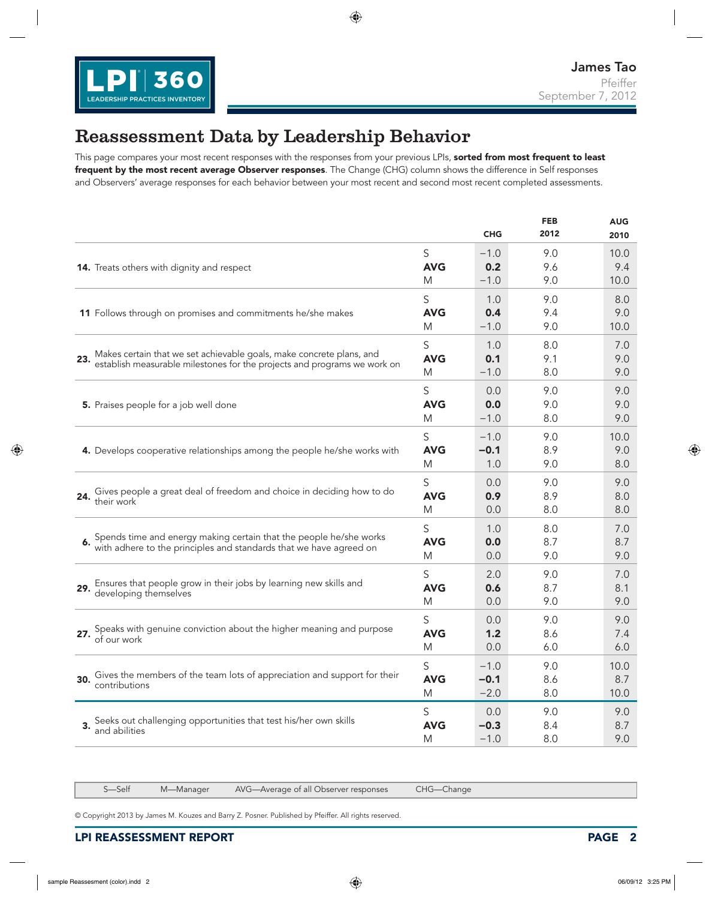James Tao
Pfeiffer
September 7, 2012

# Reassessment Data by Leadership Behavior

This page compares your most recent responses with the responses from your previous LPIs, **sorted from most frequent to least frequent by the most recent average Observer responses**. The Change (CHG) column shows the difference in Self responses and Observers' average responses for each behavior between your most recent and second most recent completed assessments.

| Behavior | | CHG | FEB 2012 | AUG 2010 |
|---|---|---|---|---|
| **14.** Treats others with dignity and respect | S | −1.0 | 9.0 | 10.0 |
| | **AVG** | **0.2** | 9.6 | 9.4 |
| | M | −1.0 | 9.0 | 10.0 |
| **11** Follows through on promises and commitments he/she makes | S | 1.0 | 9.0 | 8.0 |
| | **AVG** | **0.4** | 9.4 | 9.0 |
| | M | −1.0 | 9.0 | 10.0 |
| **23.** Makes certain that we set achievable goals, make concrete plans, and establish measurable milestones for the projects and programs we work on | S | 1.0 | 8.0 | 7.0 |
| | **AVG** | **0.1** | 9.1 | 9.0 |
| | M | −1.0 | 8.0 | 9.0 |
| **5.** Praises people for a job well done | S | 0.0 | 9.0 | 9.0 |
| | **AVG** | **0.0** | 9.0 | 9.0 |
| | M | −1.0 | 8.0 | 9.0 |
| **4.** Develops cooperative relationships among the people he/she works with | S | −1.0 | 9.0 | 10.0 |
| | **AVG** | **−0.1** | 8.9 | 9.0 |
| | M | 1.0 | 9.0 | 8.0 |
| **24.** Gives people a great deal of freedom and choice in deciding how to do their work | S | 0.0 | 9.0 | 9.0 |
| | **AVG** | **0.9** | 8.9 | 8.0 |
| | M | 0.0 | 8.0 | 8.0 |
| **6.** Spends time and energy making certain that the people he/she works with adhere to the principles and standards that we have agreed on | S | 1.0 | 8.0 | 7.0 |
| | **AVG** | **0.0** | 8.7 | 8.7 |
| | M | 0.0 | 9.0 | 9.0 |
| **29.** Ensures that people grow in their jobs by learning new skills and developing themselves | S | 2.0 | 9.0 | 7.0 |
| | **AVG** | **0.6** | 8.7 | 8.1 |
| | M | 0.0 | 9.0 | 9.0 |
| **27.** Speaks with genuine conviction about the higher meaning and purpose of our work | S | 0.0 | 9.0 | 9.0 |
| | **AVG** | **1.2** | 8.6 | 7.4 |
| | M | 0.0 | 6.0 | 6.0 |
| **30.** Gives the members of the team lots of appreciation and support for their contributions | S | −1.0 | 9.0 | 10.0 |
| | **AVG** | **−0.1** | 8.6 | 8.7 |
| | M | −2.0 | 8.0 | 10.0 |
| **3.** Seeks out challenging opportunities that test his/her own skills and abilities | S | 0.0 | 9.0 | 9.0 |
| | **AVG** | **−0.3** | 8.4 | 8.7 |
| | M | −1.0 | 8.0 | 9.0 |

S—Self    M—Manager    AVG—Average of all Observer responses    CHG—Change

© Copyright 2013 by James M. Kouzes and Barry Z. Posner. Published by Pfeiffer. All rights reserved.

**LPI REASSESSMENT REPORT**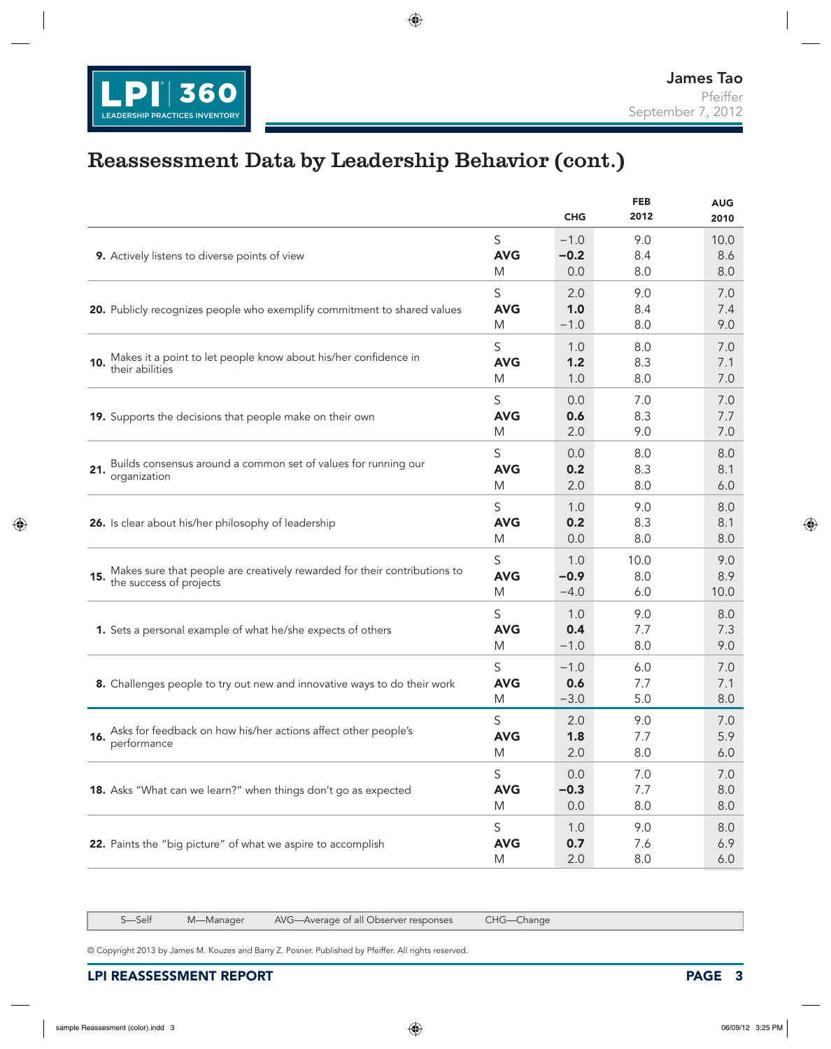# Reassessment Data by Leadership Behavior (cont.)

| | | CHG | FEB 2012 | AUG 2010 |
|---|---|---|---|---|
| **9.** Actively listens to diverse points of view | S | −1.0 | 9.0 | 10.0 |
| | **AVG** | **−0.2** | 8.4 | 8.6 |
| | M | 0.0 | 8.0 | 8.0 |
| **20.** Publicly recognizes people who exemplify commitment to shared values | S | 2.0 | 9.0 | 7.0 |
| | **AVG** | **1.0** | 8.4 | 7.4 |
| | M | −1.0 | 8.0 | 9.0 |
| **10.** Makes it a point to let people know about his/her confidence in their abilities | S | 1.0 | 8.0 | 7.0 |
| | **AVG** | **1.2** | 8.3 | 7.1 |
| | M | 1.0 | 8.0 | 7.0 |
| **19.** Supports the decisions that people make on their own | S | 0.0 | 7.0 | 7.0 |
| | **AVG** | **0.6** | 8.3 | 7.7 |
| | M | 2.0 | 9.0 | 7.0 |
| **21.** Builds consensus around a common set of values for running our organization | S | 0.0 | 8.0 | 8.0 |
| | **AVG** | **0.2** | 8.3 | 8.1 |
| | M | 2.0 | 8.0 | 6.0 |
| **26.** Is clear about his/her philosophy of leadership | S | 1.0 | 9.0 | 8.0 |
| | **AVG** | **0.2** | 8.3 | 8.1 |
| | M | 0.0 | 8.0 | 8.0 |
| **15.** Makes sure that people are creatively rewarded for their contributions to the success of projects | S | 1.0 | 10.0 | 9.0 |
| | **AVG** | **−0.9** | 8.0 | 8.9 |
| | M | −4.0 | 6.0 | 10.0 |
| **1.** Sets a personal example of what he/she expects of others | S | 1.0 | 9.0 | 8.0 |
| | **AVG** | **0.4** | 7.7 | 7.3 |
| | M | −1.0 | 8.0 | 9.0 |
| **8.** Challenges people to try out new and innovative ways to do their work | S | −1.0 | 6.0 | 7.0 |
| | **AVG** | **0.6** | 7.7 | 7.1 |
| | M | −3.0 | 5.0 | 8.0 |
| **16.** Asks for feedback on how his/her actions affect other people's performance | S | 2.0 | 9.0 | 7.0 |
| | **AVG** | **1.8** | 7.7 | 5.9 |
| | M | 2.0 | 8.0 | 6.0 |
| **18.** Asks "What can we learn?" when things don't go as expected | S | 0.0 | 7.0 | 7.0 |
| | **AVG** | **−0.3** | 7.7 | 8.0 |
| | M | 0.0 | 8.0 | 8.0 |
| **22.** Paints the "big picture" of what we aspire to accomplish | S | 1.0 | 9.0 | 8.0 |
| | **AVG** | **0.7** | 7.6 | 6.9 |
| | M | 2.0 | 8.0 | 6.0 |

S—Self M—Manager AVG—Average of all Observer responses CHG—Change

© Copyright 2013 by James M. Kouzes and Barry Z. Posner. Published by Pfeiffer. All rights reserved.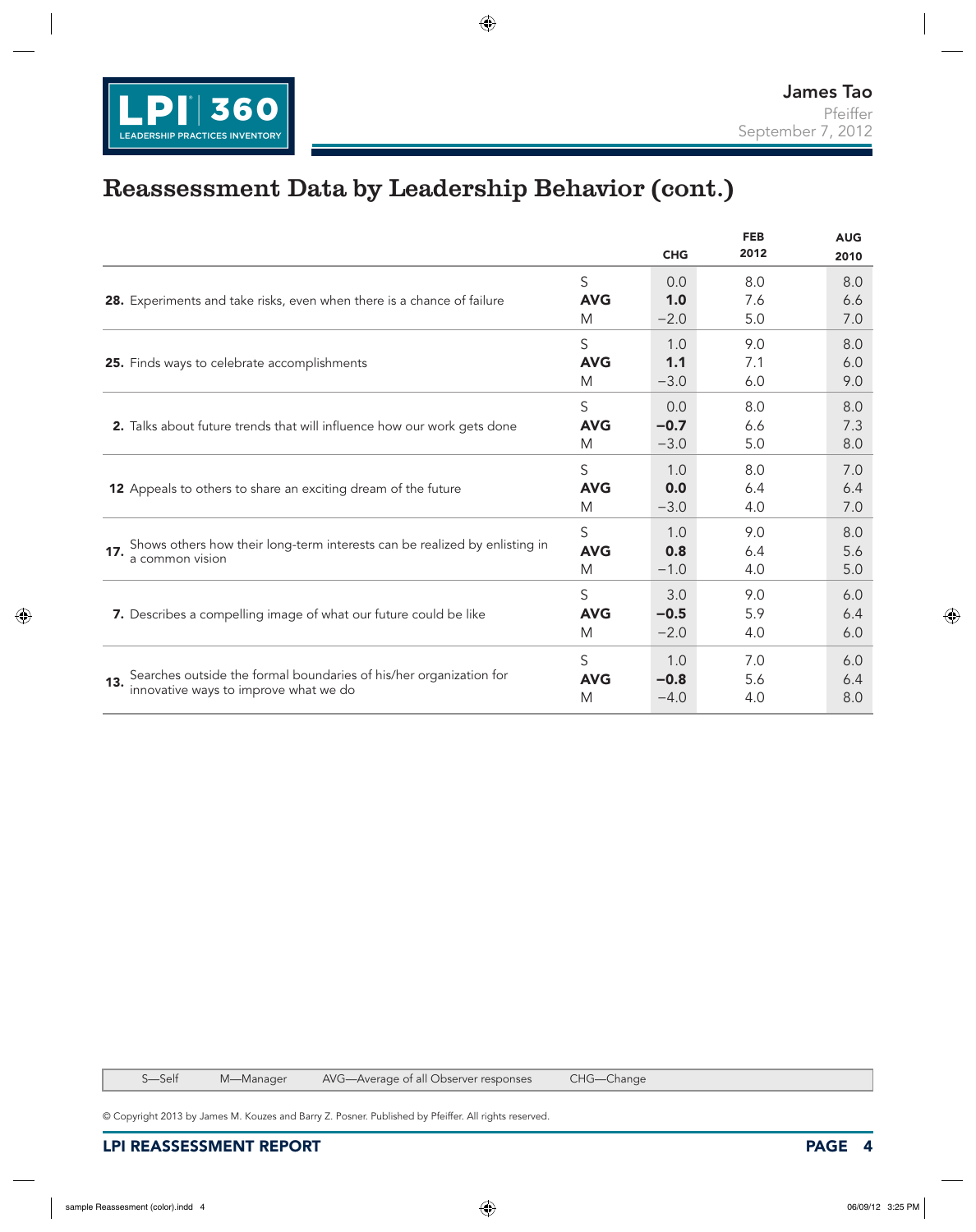## Reassessment Data by Leadership Behavior (cont.)

| | | CHG | FEB 2012 | AUG 2010 |
|---|---|---|---|---|
| **28.** Experiments and take risks, even when there is a chance of failure | S | 0.0 | 8.0 | 8.0 |
| | **AVG** | **1.0** | 7.6 | 6.6 |
| | M | −2.0 | 5.0 | 7.0 |
| **25.** Finds ways to celebrate accomplishments | S | 1.0 | 9.0 | 8.0 |
| | **AVG** | **1.1** | 7.1 | 6.0 |
| | M | −3.0 | 6.0 | 9.0 |
| **2.** Talks about future trends that will influence how our work gets done | S | 0.0 | 8.0 | 8.0 |
| | **AVG** | **−0.7** | 6.6 | 7.3 |
| | M | −3.0 | 5.0 | 8.0 |
| **12** Appeals to others to share an exciting dream of the future | S | 1.0 | 8.0 | 7.0 |
| | **AVG** | **0.0** | 6.4 | 6.4 |
| | M | −3.0 | 4.0 | 7.0 |
| **17.** Shows others how their long-term interests can be realized by enlisting in a common vision | S | 1.0 | 9.0 | 8.0 |
| | **AVG** | **0.8** | 6.4 | 5.6 |
| | M | −1.0 | 4.0 | 5.0 |
| **7.** Describes a compelling image of what our future could be like | S | 3.0 | 9.0 | 6.0 |
| | **AVG** | **−0.5** | 5.9 | 6.4 |
| | M | −2.0 | 4.0 | 6.0 |
| **13.** Searches outside the formal boundaries of his/her organization for innovative ways to improve what we do | S | 1.0 | 7.0 | 6.0 |
| | **AVG** | **−0.8** | 5.6 | 6.4 |
| | M | −4.0 | 4.0 | 8.0 |

S—Self M—Manager AVG—Average of all Observer responses CHG—Change

© Copyright 2013 by James M. Kouzes and Barry Z. Posner. Published by Pfeiffer. All rights reserved.